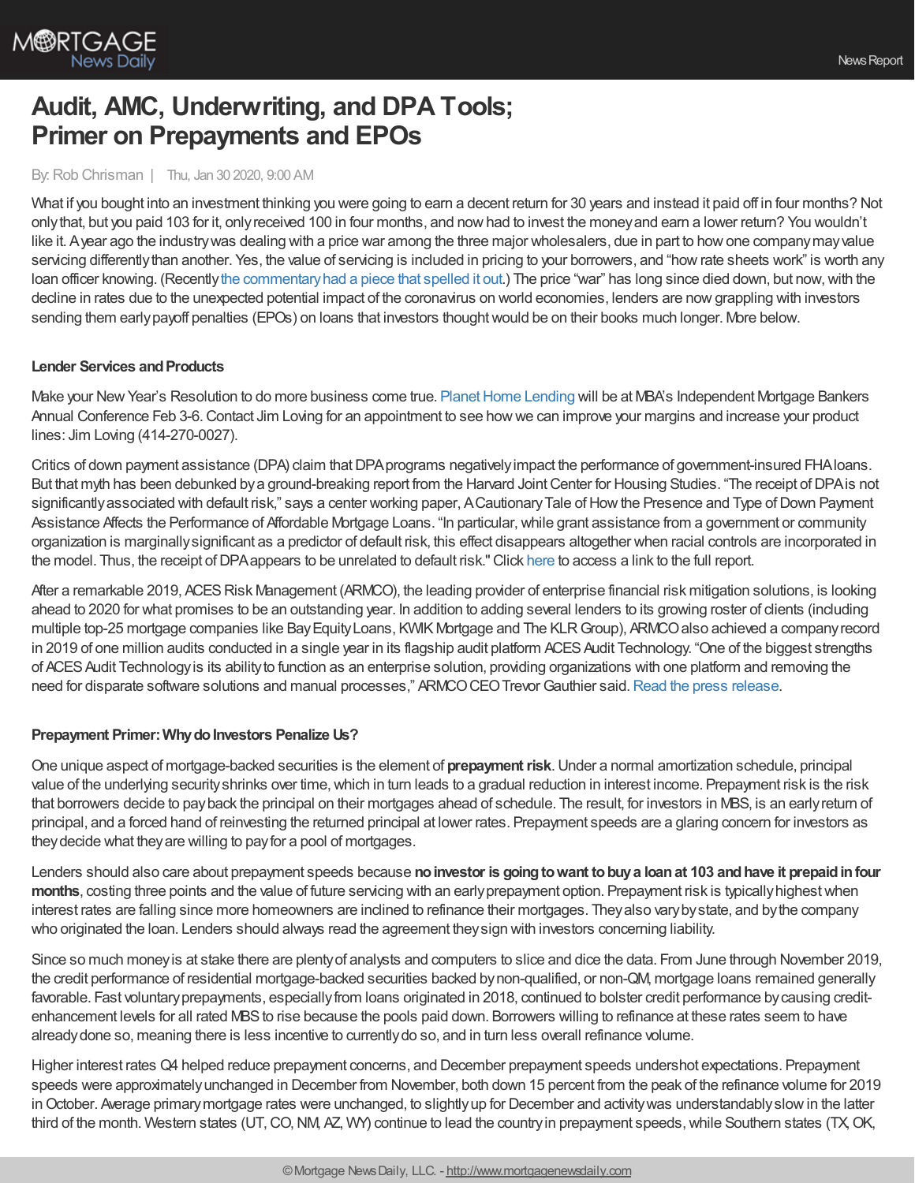# Audit, AMC, Underwriting, and DPA Tools; Primer on Prepayments and EPOs

By: Rob Chrisman | Thu, Jan 30 2020, 9:00 AM

What if you bought into an investment thinking you were going to earn a decent return for 30 years and instead it paid off in four months? Not only that, but you paid 103 for it, only received 100 in four months, and now had to invest the money and earn a lower return? You wouldn't like it. A year ago the industry was dealing with a price war among the three major wholesalers, due in part to how one company may value servicing differently than another. Yes, the value of servicing is included in pricing to your borrowers, and "how rate sheets work" is worth any loan officer knowing. (Recently the commentary had a piece that spelled it out.) The price "war" has long since died down, but now, with the decline in rates due to the unexpected potential impact of the coronavirus on world economies, lenders are now grappling with investors sending them early payoff penalties (EPOs) on loans that investors thought would be on their books much longer. More below.

**Lender Services and Products**

Make your New Year's Resolution to do more business come true. Planet Home Lending will be at MBA's Independent Mortgage Bankers Annual Conference Feb 3-6. Contact Jim Loving for an appointment to see how we can improve your margins and increase your product lines: Jim Loving (414-270-0027).

Critics of down payment assistance (DPA) claim that DPA programs negatively impact the performance of government-insured FHA loans. But that myth has been debunked by a ground-breaking report from the Harvard Joint Center for Housing Studies. "The receipt of DPA is not significantly associated with default risk," says a center working paper, A Cautionary Tale of How the Presence and Type of Down Payment Assistance Affects the Performance of Affordable Mortgage Loans. "In particular, while grant assistance from a government or community organization is marginally significant as a predictor of default risk, this effect disappears altogether when racial controls are incorporated in the model. Thus, the receipt of DPA appears to be unrelated to default risk." Click here to access a link to the full report.

After a remarkable 2019, ACES Risk Management (ARMCO), the leading provider of enterprise financial risk mitigation solutions, is looking ahead to 2020 for what promises to be an outstanding year. In addition to adding several lenders to its growing roster of clients (including multiple top-25 mortgage companies like Bay Equity Loans, KWIK Mortgage and The KLR Group), ARMCO also achieved a company record in 2019 of one million audits conducted in a single year in its flagship audit platform ACES Audit Technology. "One of the biggest strengths of ACES Audit Technology is its ability to function as an enterprise solution, providing organizations with one platform and removing the need for disparate software solutions and manual processes," ARMCO CEO Trevor Gauthier said. Read the press release.

**Prepayment Primer: Why do Investors Penalize Us?**

One unique aspect of mortgage-backed securities is the element of **prepayment risk**. Under a normal amortization schedule, principal value of the underlying security shrinks over time, which in turn leads to a gradual reduction in interest income. Prepayment risk is the risk that borrowers decide to pay back the principal on their mortgages ahead of schedule. The result, for investors in MBS, is an early return of principal, and a forced hand of reinvesting the returned principal at lower rates. Prepayment speeds are a glaring concern for investors as they decide what they are willing to pay for a pool of mortgages.

Lenders should also care about prepayment speeds because **no investor is going to want to buy a loan at 103 and have it prepaid in four months**, costing three points and the value of future servicing with an early prepayment option. Prepayment risk is typically highest when interest rates are falling since more homeowners are inclined to refinance their mortgages. They also vary by state, and by the company who originated the loan. Lenders should always read the agreement they sign with investors concerning liability.

Since so much money is at stake there are plenty of analysts and computers to slice and dice the data. From June through November 2019, the credit performance of residential mortgage-backed securities backed by non-qualified, or non-QM, mortgage loans remained generally favorable. Fast voluntary prepayments, especially from loans originated in 2018, continued to bolster credit performance by causing credit-enhancement levels for all rated MBS to rise because the pools paid down. Borrowers willing to refinance at these rates seem to have already done so, meaning there is less incentive to currently do so, and in turn less overall refinance volume.

Higher interest rates Q4 helped reduce prepayment concerns, and December prepayment speeds undershot expectations. Prepayment speeds were approximately unchanged in December from November, both down 15 percent from the peak of the refinance volume for 2019 in October. Average primary mortgage rates were unchanged, to slightly up for December and activity was understandably slow in the latter third of the month. Western states (UT, CO, NM, AZ, WY) continue to lead the country in prepayment speeds, while Southern states (TX, OK,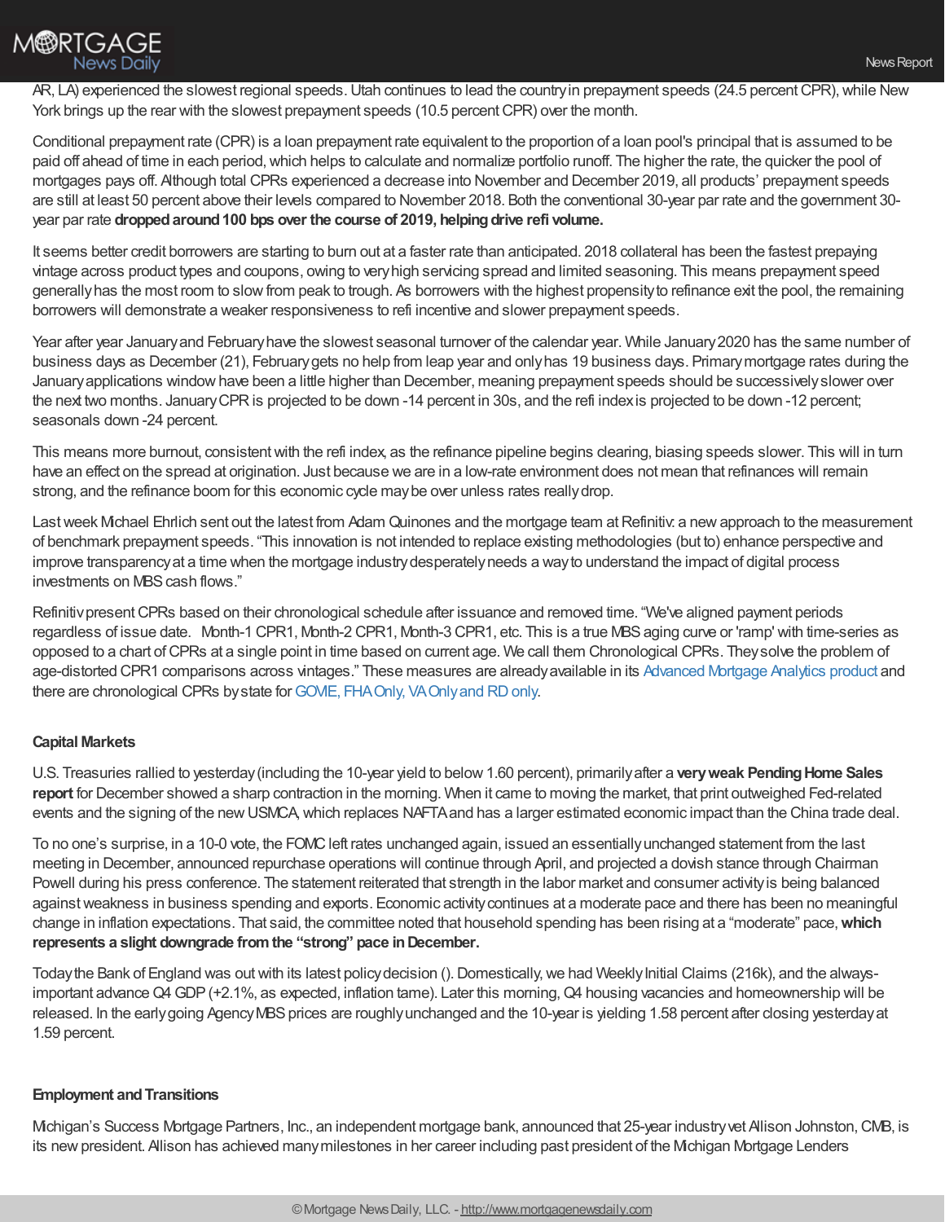AR, LA) experienced the slowest regional speeds. Utah continues to lead the country in prepayment speeds (24.5 percent CPR), while New York brings up the rear with the slowest prepayment speeds (10.5 percent CPR) over the month.

Conditional prepayment rate (CPR) is a loan prepayment rate equivalent to the proportion of a loan pool's principal that is assumed to be paid off ahead of time in each period, which helps to calculate and normalize portfolio runoff. The higher the rate, the quicker the pool of mortgages pays off. Although total CPRs experienced a decrease into November and December 2019, all products' prepayment speeds are still at least 50 percent above their levels compared to November 2018. Both the conventional 30-year par rate and the government 30-year par rate **dropped around 100 bps over the course of 2019, helping drive refi volume.**

It seems better credit borrowers are starting to burn out at a faster rate than anticipated. 2018 collateral has been the fastest prepaying vintage across product types and coupons, owing to very high servicing spread and limited seasoning. This means prepayment speed generally has the most room to slow from peak to trough. As borrowers with the highest propensity to refinance exit the pool, the remaining borrowers will demonstrate a weaker responsiveness to refi incentive and slower prepayment speeds.

Year after year January and February have the slowest seasonal turnover of the calendar year. While January 2020 has the same number of business days as December (21), February gets no help from leap year and only has 19 business days. Primary mortgage rates during the January applications window have been a little higher than December, meaning prepayment speeds should be successively slower over the next two months. January CPR is projected to be down -14 percent in 30s, and the refi index is projected to be down -12 percent; seasonals down -24 percent.

This means more burnout, consistent with the refi index, as the refinance pipeline begins clearing, biasing speeds slower. This will in turn have an effect on the spread at origination. Just because we are in a low-rate environment does not mean that refinances will remain strong, and the refinance boom for this economic cycle may be over unless rates really drop.

Last week Michael Ehrlich sent out the latest from Adam Quinones and the mortgage team at Refinitiv: a new approach to the measurement of benchmark prepayment speeds. "This innovation is not intended to replace existing methodologies (but to) enhance perspective and improve transparency at a time when the mortgage industry desperately needs a way to understand the impact of digital process investments on MBS cash flows."

Refinitiv present CPRs based on their chronological schedule after issuance and removed time. "We've aligned payment periods regardless of issue date. Month-1 CPR1, Month-2 CPR1, Month-3 CPR1, etc. This is a true MBS aging curve or 'ramp' with time-series as opposed to a chart of CPRs at a single point in time based on current age. We call them Chronological CPRs. They solve the problem of age-distorted CPR1 comparisons across vintages." These measures are already available in its Advanced Mortgage Analytics product and there are chronological CPRs by state for GOVIE, FHA Only, VA Only and RD only.

**Capital Markets**

U.S. Treasuries rallied to yesterday (including the 10-year yield to below 1.60 percent), primarily after a **very weak Pending Home Sales report** for December showed a sharp contraction in the morning. When it came to moving the market, that print outweighed Fed-related events and the signing of the new USMCA, which replaces NAFTA and has a larger estimated economic impact than the China trade deal.

To no one's surprise, in a 10-0 vote, the FOMC left rates unchanged again, issued an essentially unchanged statement from the last meeting in December, announced repurchase operations will continue through April, and projected a dovish stance through Chairman Powell during his press conference. The statement reiterated that strength in the labor market and consumer activity is being balanced against weakness in business spending and exports. Economic activity continues at a moderate pace and there has been no meaningful change in inflation expectations. That said, the committee noted that household spending has been rising at a "moderate" pace, **which represents a slight downgrade from the "strong" pace in December.**

Today the Bank of England was out with its latest policy decision (). Domestically, we had Weekly Initial Claims (216k), and the always-important advance Q4 GDP (+2.1%, as expected, inflation tame). Later this morning, Q4 housing vacancies and homeownership will be released. In the early going Agency MBS prices are roughly unchanged and the 10-year is yielding 1.58 percent after closing yesterday at 1.59 percent.

**Employment and Transitions**

Michigan's Success Mortgage Partners, Inc., an independent mortgage bank, announced that 25-year industry vet Allison Johnston, CMB, is its new president. Allison has achieved many milestones in her career including past president of the Michigan Mortgage Lenders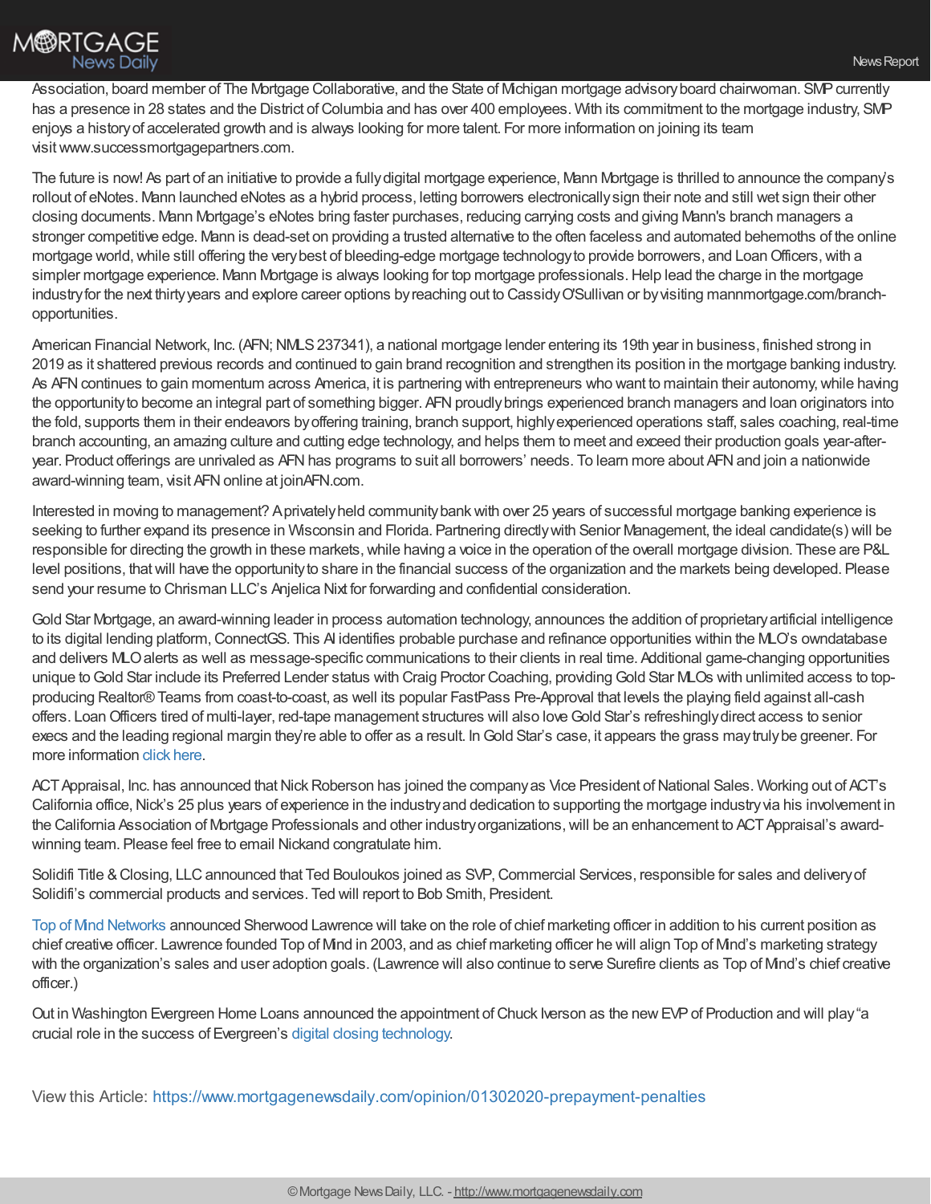Association, board member of The Mortgage Collaborative, and the State of Michigan mortgage advisory board chairwoman. SMP currently has a presence in 28 states and the District of Columbia and has over 400 employees. With its commitment to the mortgage industry, SMP enjoys a history of accelerated growth and is always looking for more talent. For more information on joining its team visit www.successmortgagepartners.com.

The future is now! As part of an initiative to provide a fully digital mortgage experience, Mann Mortgage is thrilled to announce the company's rollout of eNotes. Mann launched eNotes as a hybrid process, letting borrowers electronically sign their note and still wet sign their other closing documents. Mann Mortgage's eNotes bring faster purchases, reducing carrying costs and giving Mann's branch managers a stronger competitive edge. Mann is dead-set on providing a trusted alternative to the often faceless and automated behemoths of the online mortgage world, while still offering the very best of bleeding-edge mortgage technology to provide borrowers, and Loan Officers, with a simpler mortgage experience. Mann Mortgage is always looking for top mortgage professionals. Help lead the charge in the mortgage industry for the next thirty years and explore career options by reaching out to Cassidy O'Sullivan or by visiting mannmortgage.com/branch-opportunities.

American Financial Network, Inc. (AFN; NMLS 237341), a national mortgage lender entering its 19th year in business, finished strong in 2019 as it shattered previous records and continued to gain brand recognition and strengthen its position in the mortgage banking industry. As AFN continues to gain momentum across America, it is partnering with entrepreneurs who want to maintain their autonomy, while having the opportunity to become an integral part of something bigger. AFN proudly brings experienced branch managers and loan originators into the fold, supports them in their endeavors by offering training, branch support, highly experienced operations staff, sales coaching, real-time branch accounting, an amazing culture and cutting edge technology, and helps them to meet and exceed their production goals year-after-year. Product offerings are unrivaled as AFN has programs to suit all borrowers' needs. To learn more about AFN and join a nationwide award-winning team, visit AFN online at joinAFN.com.

Interested in moving to management? A privately held community bank with over 25 years of successful mortgage banking experience is seeking to further expand its presence in Wisconsin and Florida. Partnering directly with Senior Management, the ideal candidate(s) will be responsible for directing the growth in these markets, while having a voice in the operation of the overall mortgage division. These are P&L level positions, that will have the opportunity to share in the financial success of the organization and the markets being developed. Please send your resume to Chrisman LLC's Anjelica Nixt for forwarding and confidential consideration.

Gold Star Mortgage, an award-winning leader in process automation technology, announces the addition of proprietary artificial intelligence to its digital lending platform, ConnectGS. This AI identifies probable purchase and refinance opportunities within the MLO's own database and delivers MLO alerts as well as message-specific communications to their clients in real time. Additional game-changing opportunities unique to Gold Star include its Preferred Lender status with Craig Proctor Coaching, providing Gold Star MLOs with unlimited access to top-producing Realtor® Teams from coast-to-coast, as well its popular FastPass Pre-Approval that levels the playing field against all-cash offers. Loan Officers tired of multi-layer, red-tape management structures will also love Gold Star's refreshingly direct access to senior execs and the leading regional margin they're able to offer as a result. In Gold Star's case, it appears the grass may truly be greener. For more information click here.

ACT Appraisal, Inc. has announced that Nick Roberson has joined the company as Vice President of National Sales. Working out of ACT's California office, Nick's 25 plus years of experience in the industry and dedication to supporting the mortgage industry via his involvement in the California Association of Mortgage Professionals and other industry organizations, will be an enhancement to ACT Appraisal's award-winning team. Please feel free to email Nick and congratulate him.

Solidifi Title & Closing, LLC announced that Ted Bouloukos joined as SVP, Commercial Services, responsible for sales and delivery of Solidifi's commercial products and services. Ted will report to Bob Smith, President.

Top of Mind Networks announced Sherwood Lawrence will take on the role of chief marketing officer in addition to his current position as chief creative officer. Lawrence founded Top of Mind in 2003, and as chief marketing officer he will align Top of Mind's marketing strategy with the organization's sales and user adoption goals. (Lawrence will also continue to serve Surefire clients as Top of Mind's chief creative officer.)

Out in Washington Evergreen Home Loans announced the appointment of Chuck Iverson as the new EVP of Production and will play "a crucial role in the success of Evergreen's digital closing technology.

View this Article: https://www.mortgagenewsdaily.com/opinion/01302020-prepayment-penalties